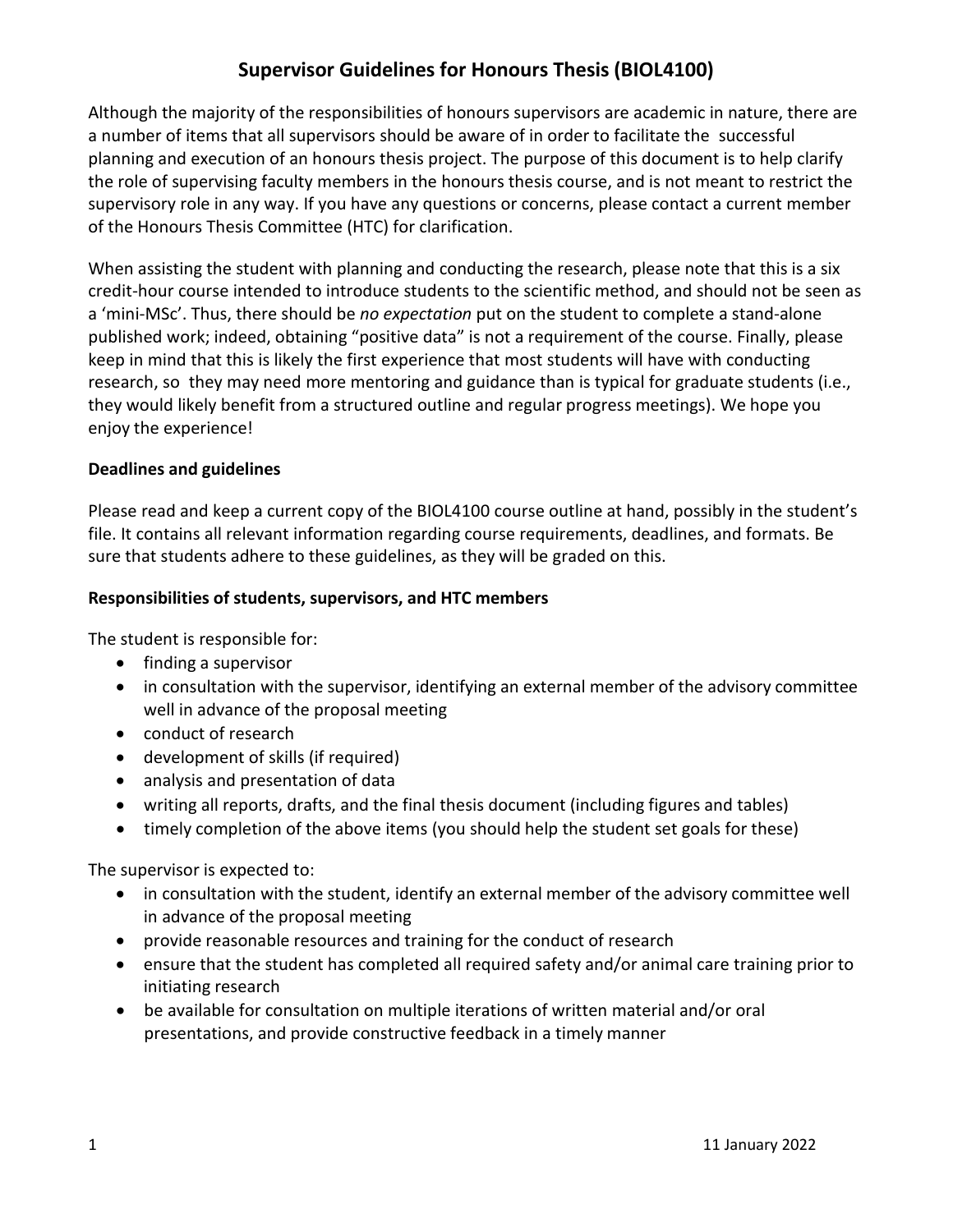# Supervisor Guidelines for Honours Thesis (BIOL4100)

Although the majority of the responsibilities of honours supervisors are academic in nature, there are a number of items that all supervisors should be aware of in order to facilitate the successful planning and execution of an honours thesis project. The purpose of this document is to help clarify the role of supervising faculty members in the honours thesis course, and is not meant to restrict the supervisory role in any way. If you have any questions or concerns, please contact a current member of the Honours Thesis Committee (HTC) for clarification.

When assisting the student with planning and conducting the research, please note that this is a six credit-hour course intended to introduce students to the scientific method, and should not be seen as a 'mini-MSc'. Thus, there should be *no expectation* put on the student to complete a stand-alone published work; indeed, obtaining "positive data" is not a requirement of the course. Finally, please keep in mind that this is likely the first experience that most students will have with conducting research, so they may need more mentoring and guidance than is typical for graduate students (i.e., they would likely benefit from a structured outline and regular progress meetings). We hope you enjoy the experience!

**Deadlines and guidelines**

Please read and keep a current copy of the BIOL4100 course outline at hand, possibly in the student's file. It contains all relevant information regarding course requirements, deadlines, and formats. Be sure that students adhere to these guidelines, as they will be graded on this.

**Responsibilities of students, supervisors, and HTC members**

The student is responsible for:

- finding a supervisor
- in consultation with the supervisor, identifying an external member of the advisory committee well in advance of the proposal meeting
- conduct of research
- development of skills (if required)
- analysis and presentation of data
- writing all reports, drafts, and the final thesis document (including figures and tables)
- timely completion of the above items (you should help the student set goals for these)

The supervisor is expected to:

- in consultation with the student, identify an external member of the advisory committee well in advance of the proposal meeting
- provide reasonable resources and training for the conduct of research
- ensure that the student has completed all required safety and/or animal care training prior to initiating research
- be available for consultation on multiple iterations of written material and/or oral presentations, and provide constructive feedback in a timely manner

11 January 2022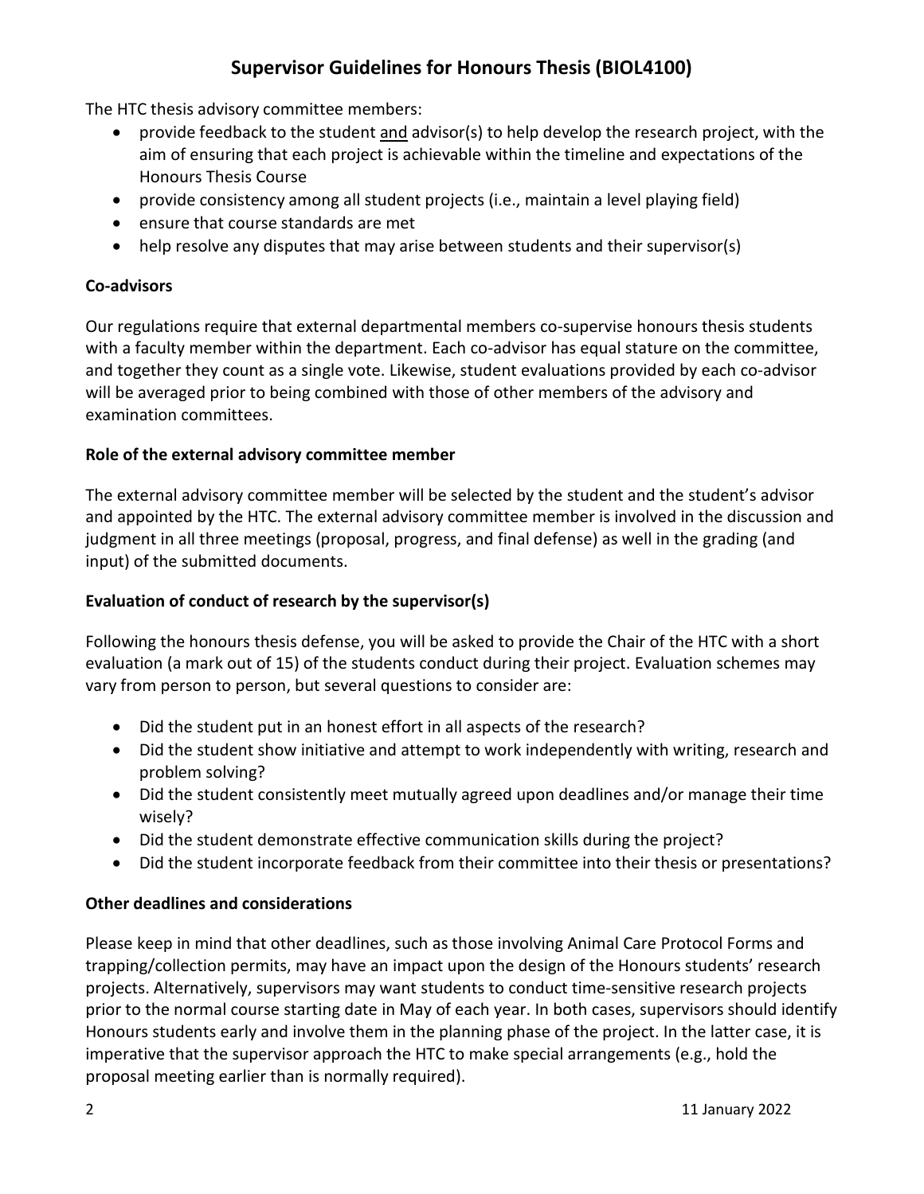# Supervisor Guidelines for Honours Thesis (BIOL4100)

The HTC thesis advisory committee members:

- provide feedback to the student <u>and</u> advisor(s) to help develop the research project, with the aim of ensuring that each project is achievable within the timeline and expectations of the Honours Thesis Course
- provide consistency among all student projects (i.e., maintain a level playing field)
- ensure that course standards are met
- help resolve any disputes that may arise between students and their supervisor(s)

**Co-advisors**

Our regulations require that external departmental members co-supervise honours thesis students with a faculty member within the department. Each co-advisor has equal stature on the committee, and together they count as a single vote. Likewise, student evaluations provided by each co-advisor will be averaged prior to being combined with those of other members of the advisory and examination committees.

**Role of the external advisory committee member**

The external advisory committee member will be selected by the student and the student's advisor and appointed by the HTC. The external advisory committee member is involved in the discussion and judgment in all three meetings (proposal, progress, and final defense) as well in the grading (and input) of the submitted documents.

**Evaluation of conduct of research by the supervisor(s)**

Following the honours thesis defense, you will be asked to provide the Chair of the HTC with a short evaluation (a mark out of 15) of the students conduct during their project. Evaluation schemes may vary from person to person, but several questions to consider are:

- Did the student put in an honest effort in all aspects of the research?
- Did the student show initiative and attempt to work independently with writing, research and problem solving?
- Did the student consistently meet mutually agreed upon deadlines and/or manage their time wisely?
- Did the student demonstrate effective communication skills during the project?
- Did the student incorporate feedback from their committee into their thesis or presentations?

**Other deadlines and considerations**

Please keep in mind that other deadlines, such as those involving Animal Care Protocol Forms and trapping/collection permits, may have an impact upon the design of the Honours students' research projects. Alternatively, supervisors may want students to conduct time-sensitive research projects prior to the normal course starting date in May of each year. In both cases, supervisors should identify Honours students early and involve them in the planning phase of the project. In the latter case, it is imperative that the supervisor approach the HTC to make special arrangements (e.g., hold the proposal meeting earlier than is normally required).